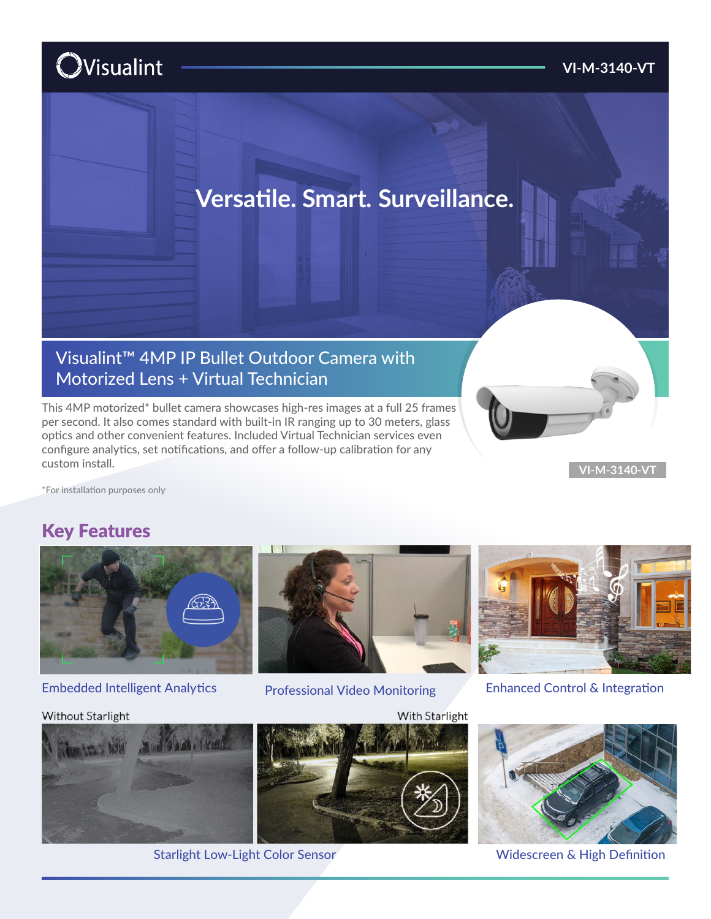Visualint

VI-M-3140-VT

# Versatile. Smart. Surveillance.

## Visualint™ 4MP IP Bullet Outdoor Camera with Motorized Lens + Virtual Technician

This 4MP motorized* bullet camera showcases high-res images at a full 25 frames per second. It also comes standard with built-in IR ranging up to 30 meters, glass optics and other convenient features. Included Virtual Technician services even configure analytics, set notifications, and offer a follow-up calibration for any custom install.

VI-M-3140-VT

*For installation purposes only

## Key Features

Embedded Intelligent Analytics

Professional Video Monitoring

Enhanced Control & Integration

Without Starlight

With Starlight

Starlight Low-Light Color Sensor

Widescreen & High Definition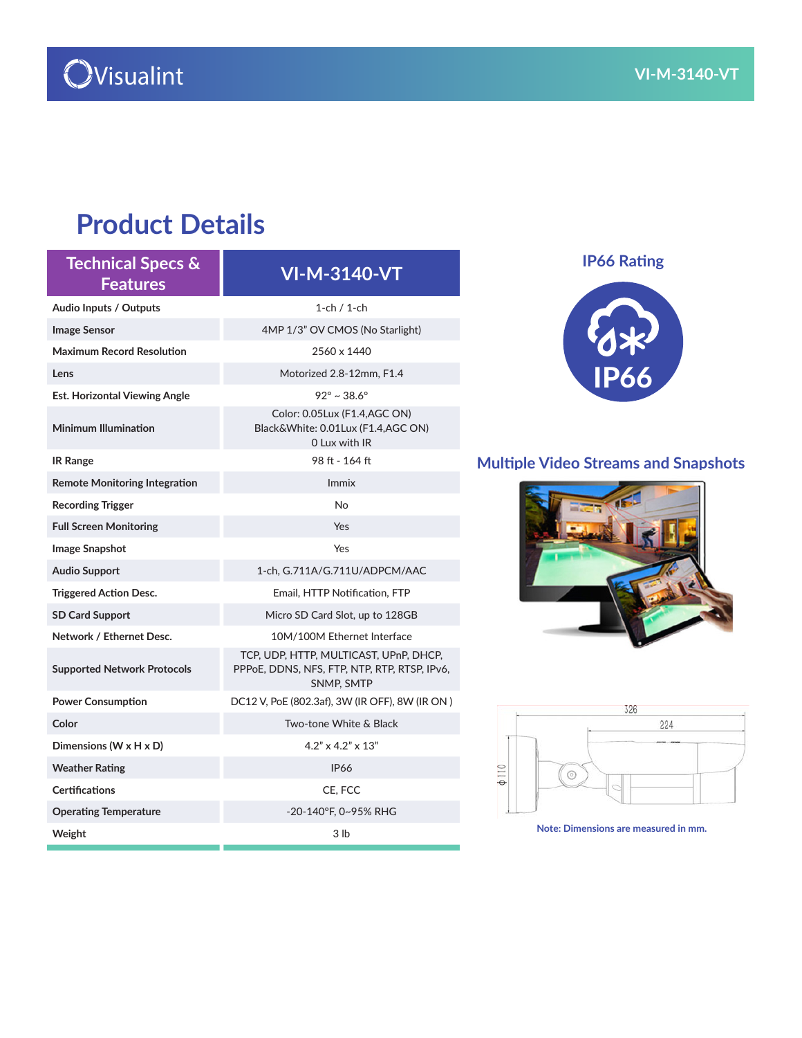# Product Details

| Technical Specs & Features | VI-M-3140-VT |
|---|---|
| Audio Inputs / Outputs | 1-ch / 1-ch |
| Image Sensor | 4MP 1/3" OV CMOS (No Starlight) |
| Maximum Record Resolution | 2560 x 1440 |
| Lens | Motorized 2.8-12mm, F1.4 |
| Est. Horizontal Viewing Angle | 92° ~ 38.6° |
| Minimum Illumination | Color: 0.05Lux (F1.4,AGC ON)<br>Black&White: 0.01Lux (F1.4,AGC ON)<br>0 Lux with IR |
| IR Range | 98 ft - 164 ft |
| Remote Monitoring Integration | Immix |
| Recording Trigger | No |
| Full Screen Monitoring | Yes |
| Image Snapshot | Yes |
| Audio Support | 1-ch, G.711A/G.711U/ADPCM/AAC |
| Triggered Action Desc. | Email, HTTP Notification, FTP |
| SD Card Support | Micro SD Card Slot, up to 128GB |
| Network / Ethernet Desc. | 10M/100M Ethernet Interface |
| Supported Network Protocols | TCP, UDP, HTTP, MULTICAST, UPnP, DHCP, PPPoE, DDNS, NFS, FTP, NTP, RTP, RTSP, IPv6, SNMP, SMTP |
| Power Consumption | DC12 V, PoE (802.3af), 3W (IR OFF), 8W (IR ON ) |
| Color | Two-tone White & Black |
| Dimensions (W x H x D) | 4.2" x 4.2" x 13" |
| Weather Rating | IP66 |
| Certifications | CE, FCC |
| Operating Temperature | -20-140°F, 0~95% RHG |
| Weight | 3 lb |

## IP66 Rating

IP66

## Multiple Video Streams and Snapshots

326

224

ϕ110

Note: Dimensions are measured in mm.